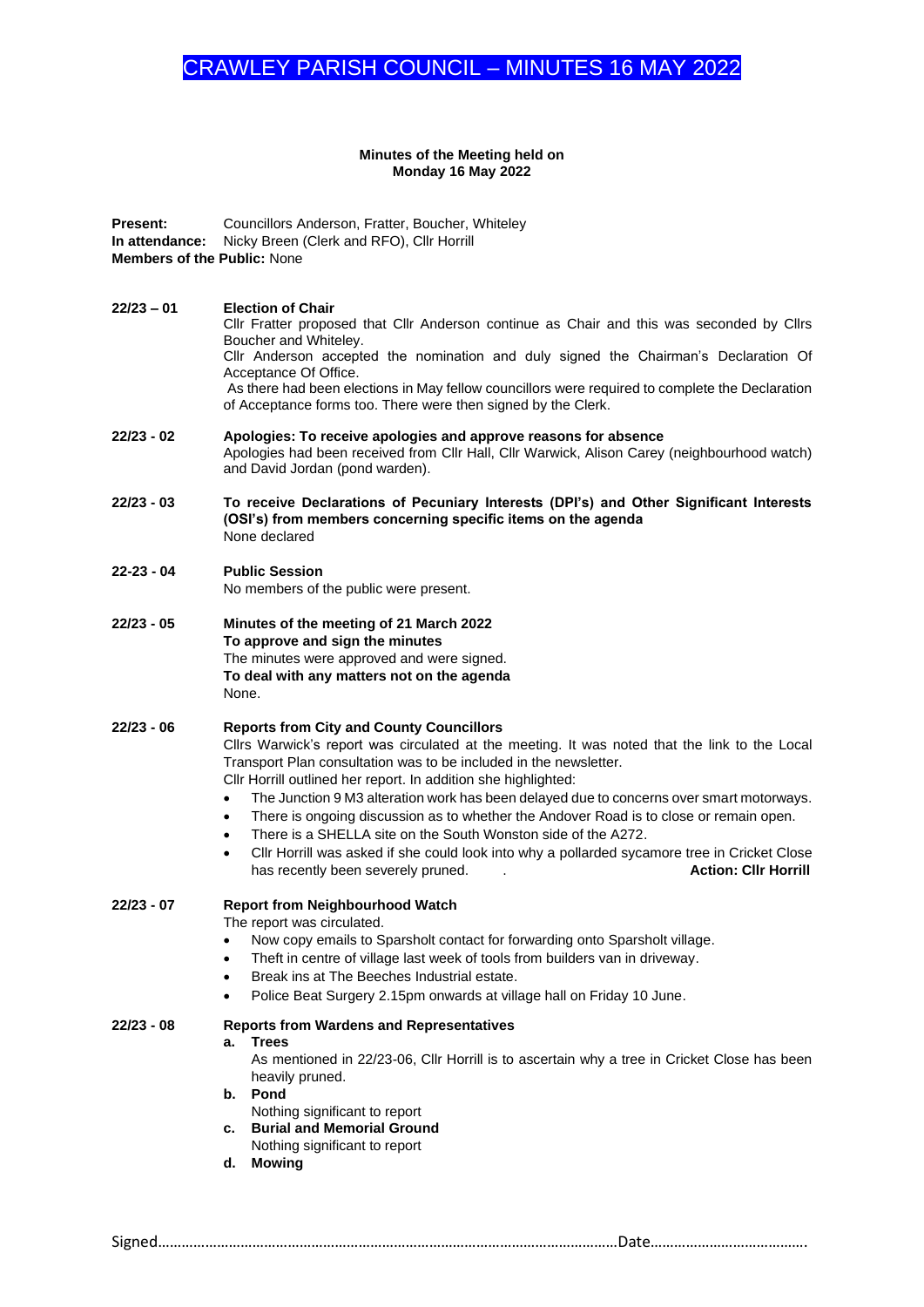# CRAWLEY PARISH COUNCIL – MINUTES 16 MAY 2022

**Minutes of the Meeting held on**
**Monday 16 May 2022**

**Present:** Councillors Anderson, Fratter, Boucher, Whiteley
**In attendance:** Nicky Breen (Clerk and RFO), Cllr Horrill
**Members of the Public:** None

**22/23 – 01** **Election of Chair**

Cllr Fratter proposed that Cllr Anderson continue as Chair and this was seconded by Cllrs Boucher and Whiteley.

Cllr Anderson accepted the nomination and duly signed the Chairman's Declaration Of Acceptance Of Office.

As there had been elections in May fellow councillors were required to complete the Declaration of Acceptance forms too. There were then signed by the Clerk.

**22/23 - 02** **Apologies: To receive apologies and approve reasons for absence**

Apologies had been received from Cllr Hall, Cllr Warwick, Alison Carey (neighbourhood watch) and David Jordan (pond warden).

**22/23 - 03** **To receive Declarations of Pecuniary Interests (DPI's) and Other Significant Interests (OSI's) from members concerning specific items on the agenda**

None declared

**22-23 - 04** **Public Session**

No members of the public were present.

**22/23 - 05** **Minutes of the meeting of 21 March 2022**
**To approve and sign the minutes**

The minutes were approved and were signed.

**To deal with any matters not on the agenda**

None.

**22/23 - 06** **Reports from City and County Councillors**

Cllrs Warwick's report was circulated at the meeting. It was noted that the link to the Local Transport Plan consultation was to be included in the newsletter.

Cllr Horrill outlined her report. In addition she highlighted:

- The Junction 9 M3 alteration work has been delayed due to concerns over smart motorways.
- There is ongoing discussion as to whether the Andover Road is to close or remain open.
- There is a SHELLA site on the South Wonston side of the A272.
- Cllr Horrill was asked if she could look into why a pollarded sycamore tree in Cricket Close has recently been severely pruned. . **Action: Cllr Horrill**

**22/23 - 07** **Report from Neighbourhood Watch**

The report was circulated.

- Now copy emails to Sparsholt contact for forwarding onto Sparsholt village.
- Theft in centre of village last week of tools from builders van in driveway.
- Break ins at The Beeches Industrial estate.
- Police Beat Surgery 2.15pm onwards at village hall on Friday 10 June.

**22/23 - 08** **Reports from Wardens and Representatives**

**a. Trees**

As mentioned in 22/23-06, Cllr Horrill is to ascertain why a tree in Cricket Close has been heavily pruned.

**b. Pond**

Nothing significant to report

**c. Burial and Memorial Ground**

Nothing significant to report

**d. Mowing**

Signed……………………………………………………………………………………………………Date…………………………………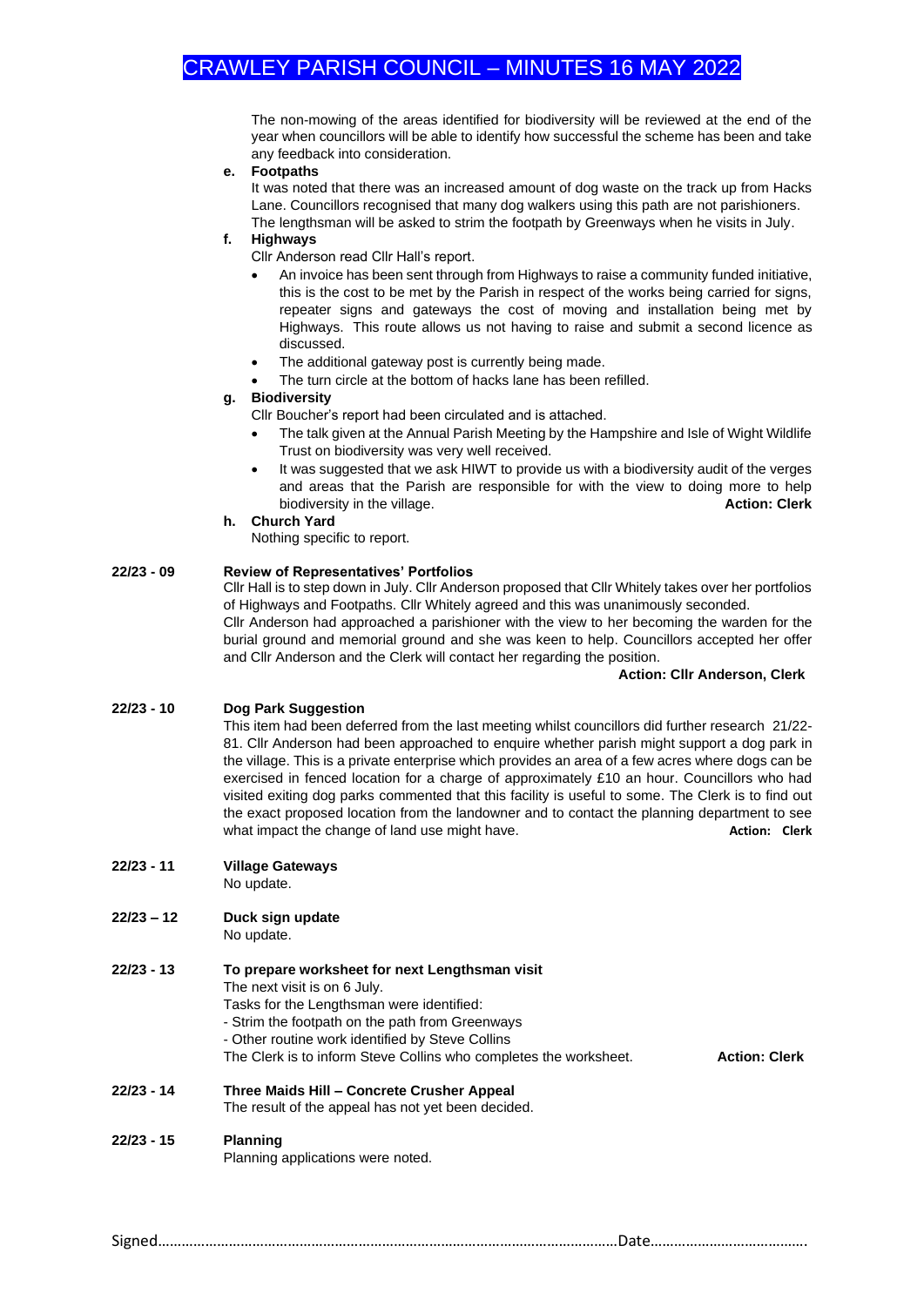The non-mowing of the areas identified for biodiversity will be reviewed at the end of the year when councillors will be able to identify how successful the scheme has been and take any feedback into consideration.

**e. Footpaths**

It was noted that there was an increased amount of dog waste on the track up from Hacks Lane. Councillors recognised that many dog walkers using this path are not parishioners. The lengthsman will be asked to strim the footpath by Greenways when he visits in July.

**f. Highways**

Cllr Anderson read Cllr Hall's report.

- An invoice has been sent through from Highways to raise a community funded initiative, this is the cost to be met by the Parish in respect of the works being carried for signs, repeater signs and gateways the cost of moving and installation being met by Highways. This route allows us not having to raise and submit a second licence as discussed.
- The additional gateway post is currently being made.
- The turn circle at the bottom of hacks lane has been refilled.

**g. Biodiversity**

Cllr Boucher's report had been circulated and is attached.

- The talk given at the Annual Parish Meeting by the Hampshire and Isle of Wight Wildlife Trust on biodiversity was very well received.
- It was suggested that we ask HIWT to provide us with a biodiversity audit of the verges and areas that the Parish are responsible for with the view to doing more to help biodiversity in the village. **Action: Clerk**

**h. Church Yard**

Nothing specific to report.

**22/23 - 09 Review of Representatives' Portfolios**

Cllr Hall is to step down in July. Cllr Anderson proposed that Cllr Whitely takes over her portfolios of Highways and Footpaths. Cllr Whitely agreed and this was unanimously seconded.
Cllr Anderson had approached a parishioner with the view to her becoming the warden for the burial ground and memorial ground and she was keen to help. Councillors accepted her offer and Cllr Anderson and the Clerk will contact her regarding the position.

**Action: Cllr Anderson, Clerk**

**22/23 - 10 Dog Park Suggestion**

This item had been deferred from the last meeting whilst councillors did further research 21/22-81. Cllr Anderson had been approached to enquire whether parish might support a dog park in the village. This is a private enterprise which provides an area of a few acres where dogs can be exercised in fenced location for a charge of approximately £10 an hour. Councillors who had visited exiting dog parks commented that this facility is useful to some. The Clerk is to find out the exact proposed location from the landowner and to contact the planning department to see what impact the change of land use might have. **Action: Clerk**

**22/23 - 11 Village Gateways**

No update.

**22/23 – 12 Duck sign update**

No update.

**22/23 - 13 To prepare worksheet for next Lengthsman visit**

The next visit is on 6 July.
Tasks for the Lengthsman were identified:
- Strim the footpath on the path from Greenways
- Other routine work identified by Steve Collins

The Clerk is to inform Steve Collins who completes the worksheet. **Action: Clerk**

**22/23 - 14 Three Maids Hill – Concrete Crusher Appeal**

The result of the appeal has not yet been decided.

**22/23 - 15 Planning**

Planning applications were noted.

Signed……………………………………………………………………………………………………Date………………………………….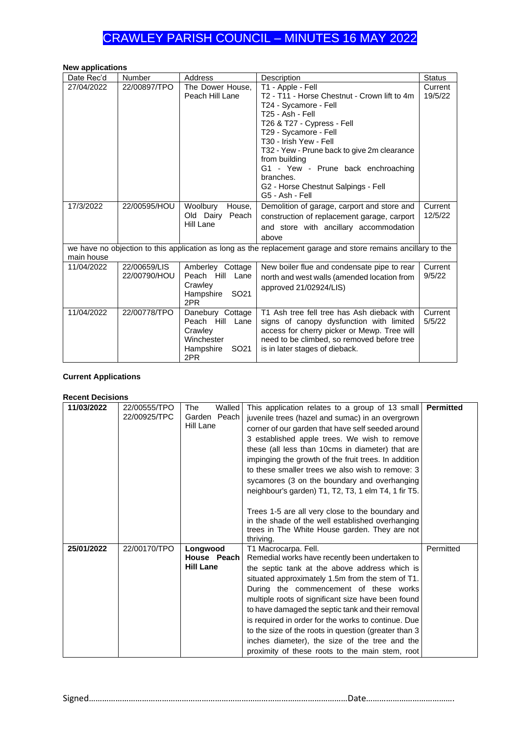# CRAWLEY PARISH COUNCIL – MINUTES 16 MAY 2022

**New applications**

| Date Rec'd | Number | Address | Description | Status |
|---|---|---|---|---|
| 27/04/2022 | 22/00897/TPO | The Dower House, Peach Hill Lane | T1 - Apple - Fell<br>T2 - T11 - Horse Chestnut - Crown lift to 4m<br>T24 - Sycamore - Fell<br>T25 - Ash - Fell<br>T26 & T27 - Cypress - Fell<br>T29 - Sycamore - Fell<br>T30 - Irish Yew - Fell<br>T32 - Yew - Prune back to give 2m clearance from building<br>G1 - Yew - Prune back enchroaching branches.<br>G2 - Horse Chestnut Salpings - Fell<br>G5 - Ash - Fell | Current 19/5/22 |
| 17/3/2022 | 22/00595/HOU | Woolbury House, Old Dairy Peach Hill Lane | Demolition of garage, carport and store and construction of replacement garage, carport and store with ancillary accommodation above | Current 12/5/22 |
| we have no objection to this application as long as the replacement garage and store remains ancillary to the main house | | | | |
| 11/04/2022 | 22/00659/LIS<br>22/00790/HOU | Amberley Cottage Peach Hill Lane Crawley Hampshire SO21 2PR | New boiler flue and condensate pipe to rear north and west walls (amended location from approved 21/02924/LIS) | Current 9/5/22 |
| 11/04/2022 | 22/00778/TPO | Danebury Cottage Peach Hill Lane Crawley Winchester Hampshire SO21 2PR | T1 Ash tree fell tree has Ash dieback with signs of canopy dysfunction with limited access for cherry picker or Mewp. Tree will need to be climbed, so removed before tree is in later stages of dieback. | Current 5/5/22 |

**Current Applications**

**Recent Decisions**

| | | | | |
|---|---|---|---|---|
| **11/03/2022** | 22/00555/TPO<br>22/00925/TPC | The Walled Garden Peach Hill Lane | This application relates to a group of 13 small juvenile trees (hazel and sumac) in an overgrown corner of our garden that have self seeded around 3 established apple trees. We wish to remove these (all less than 10cms in diameter) that are impinging the growth of the fruit trees. In addition to these smaller trees we also wish to remove: 3 sycamores (3 on the boundary and overhanging neighbour's garden) T1, T2, T3, 1 elm T4, 1 fir T5.<br><br>Trees 1-5 are all very close to the boundary and in the shade of the well established overhanging trees in The White House garden. They are not thriving. | **Permitted** |
| **25/01/2022** | 22/00170/TPO | **Longwood House Peach Hill Lane** | T1 Macrocarpa. Fell.<br>Remedial works have recently been undertaken to the septic tank at the above address which is situated approximately 1.5m from the stem of T1. During the commencement of these works multiple roots of significant size have been found to have damaged the septic tank and their removal is required in order for the works to continue. Due to the size of the roots in question (greater than 3 inches diameter), the size of the tree and the proximity of these roots to the main stem, root | Permitted |

Signed……………………………………………………………………………………………………Date………………………………….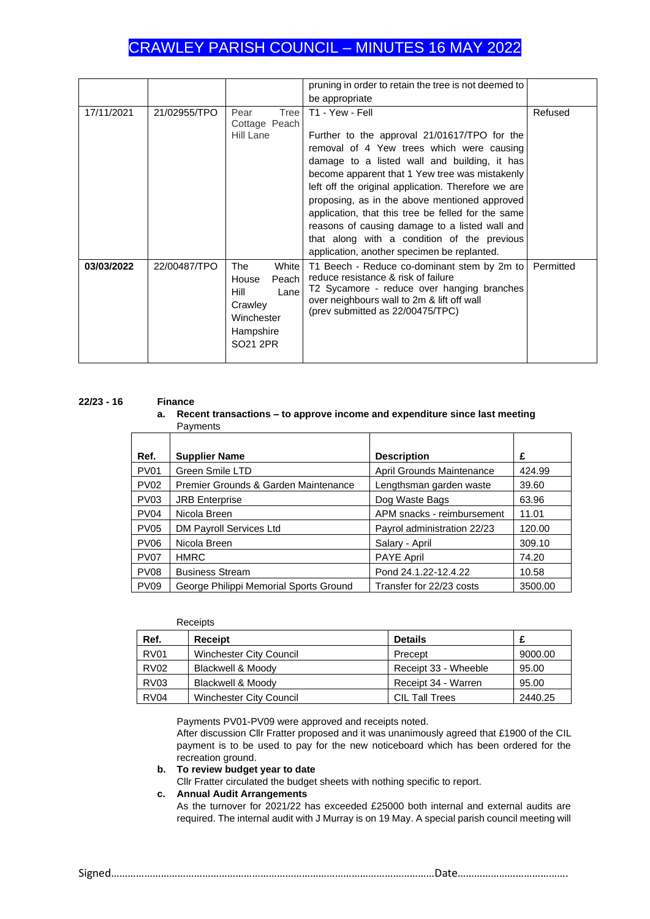| | | | | |
|---|---|---|---|---|
| | | | pruning in order to retain the tree is not deemed to be appropriate | |
| 17/11/2021 | 21/02955/TPO | Pear Tree Cottage Peach Hill Lane | T1 - Yew - Fell<br><br>Further to the approval 21/01617/TPO for the removal of 4 Yew trees which were causing damage to a listed wall and building, it has become apparent that 1 Yew tree was mistakenly left off the original application. Therefore we are proposing, as in the above mentioned approved application, that this tree be felled for the same reasons of causing damage to a listed wall and that along with a condition of the previous application, another specimen be replanted. | Refused |
| **03/03/2022** | 22/00487/TPO | The White House Peach Hill Lane Crawley Winchester Hampshire SO21 2PR | T1 Beech - Reduce co-dominant stem by 2m to reduce resistance & risk of failure<br>T2 Sycamore - reduce over hanging branches over neighbours wall to 2m & lift off wall<br>(prev submitted as 22/00475/TPC) | Permitted |

**22/23 - 16** **Finance**

**a. Recent transactions – to approve income and expenditure since last meeting**

Payments

| Ref. | Supplier Name | Description | £ |
|---|---|---|---|
| PV01 | Green Smile LTD | April Grounds Maintenance | 424.99 |
| PV02 | Premier Grounds & Garden Maintenance | Lengthsman garden waste | 39.60 |
| PV03 | JRB Enterprise | Dog Waste Bags | 63.96 |
| PV04 | Nicola Breen | APM snacks - reimbursement | 11.01 |
| PV05 | DM Payroll Services Ltd | Payrol administration 22/23 | 120.00 |
| PV06 | Nicola Breen | Salary - April | 309.10 |
| PV07 | HMRC | PAYE April | 74.20 |
| PV08 | Business Stream | Pond 24.1.22-12.4.22 | 10.58 |
| PV09 | George Philippi Memorial Sports Ground | Transfer for 22/23 costs | 3500.00 |

Receipts

| Ref. | Receipt | Details | £ |
|---|---|---|---|
| RV01 | Winchester City Council | Precept | 9000.00 |
| RV02 | Blackwell & Moody | Receipt 33 - Wheeble | 95.00 |
| RV03 | Blackwell & Moody | Receipt 34 - Warren | 95.00 |
| RV04 | Winchester City Council | CIL Tall Trees | 2440.25 |

Payments PV01-PV09 were approved and receipts noted.
After discussion Cllr Fratter proposed and it was unanimously agreed that £1900 of the CIL payment is to be used to pay for the new noticeboard which has been ordered for the recreation ground.

**b. To review budget year to date**

Cllr Fratter circulated the budget sheets with nothing specific to report.

**c. Annual Audit Arrangements**

As the turnover for 2021/22 has exceeded £25000 both internal and external audits are required. The internal audit with J Murray is on 19 May. A special parish council meeting will

Signed……………………………………………………………………………………………………Date………………………………….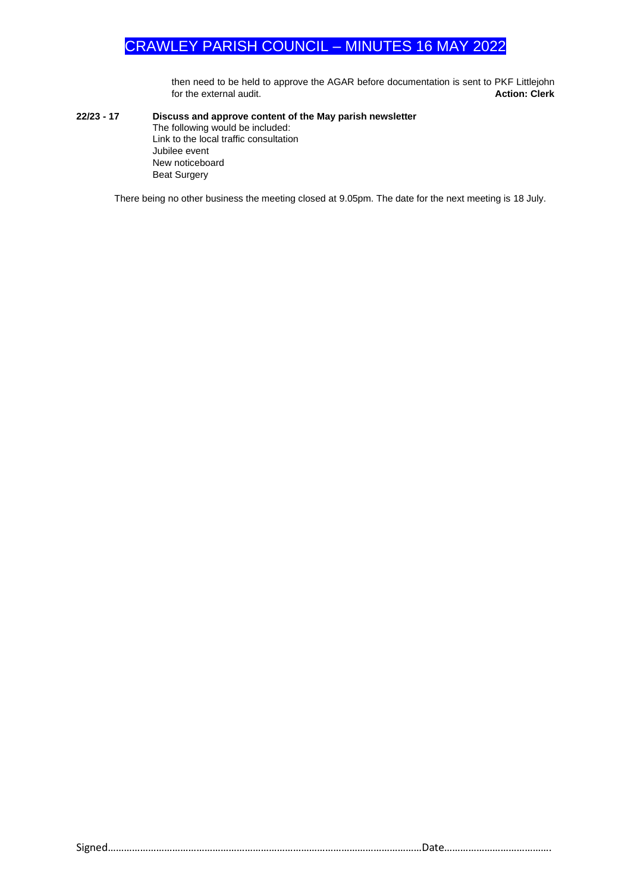then need to be held to approve the AGAR before documentation is sent to PKF Littlejohn for the external audit. **Action: Clerk**

**22/23 - 17** **Discuss and approve content of the May parish newsletter**

The following would be included:
Link to the local traffic consultation
Jubilee event
New noticeboard
Beat Surgery

There being no other business the meeting closed at 9.05pm. The date for the next meeting is 18 July.

Signed……………………………………………………………………………………………………Date………………………………….